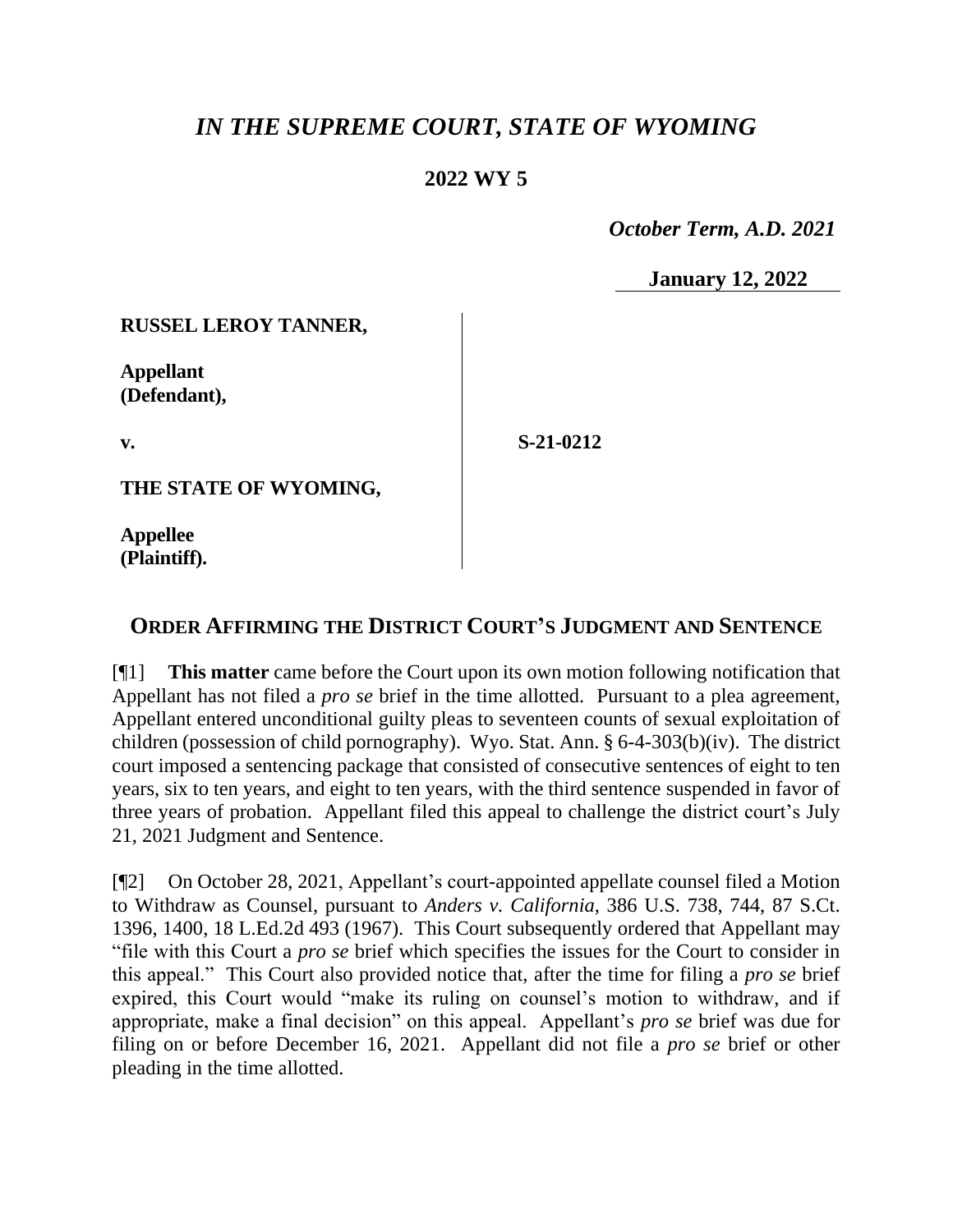# *IN THE SUPREME COURT, STATE OF WYOMING*

## 2022 WY 5

*October Term, A.D. 2021*

**January 12, 2022**

**RUSSEL LEROY TANNER,**

**Appellant (Defendant),**

**v.**

**S-21-0212**

**THE STATE OF WYOMING,**

**Appellee (Plaintiff).**

## ORDER AFFIRMING THE DISTRICT COURT'S JUDGMENT AND SENTENCE

[¶1] **This matter** came before the Court upon its own motion following notification that Appellant has not filed a *pro se* brief in the time allotted. Pursuant to a plea agreement, Appellant entered unconditional guilty pleas to seventeen counts of sexual exploitation of children (possession of child pornography). Wyo. Stat. Ann. § 6-4-303(b)(iv). The district court imposed a sentencing package that consisted of consecutive sentences of eight to ten years, six to ten years, and eight to ten years, with the third sentence suspended in favor of three years of probation. Appellant filed this appeal to challenge the district court's July 21, 2021 Judgment and Sentence.

[¶2] On October 28, 2021, Appellant's court-appointed appellate counsel filed a Motion to Withdraw as Counsel, pursuant to *Anders v. California*, 386 U.S. 738, 744, 87 S.Ct. 1396, 1400, 18 L.Ed.2d 493 (1967). This Court subsequently ordered that Appellant may "file with this Court a *pro se* brief which specifies the issues for the Court to consider in this appeal." This Court also provided notice that, after the time for filing a *pro se* brief expired, this Court would "make its ruling on counsel's motion to withdraw, and if appropriate, make a final decision" on this appeal. Appellant's *pro se* brief was due for filing on or before December 16, 2021. Appellant did not file a *pro se* brief or other pleading in the time allotted.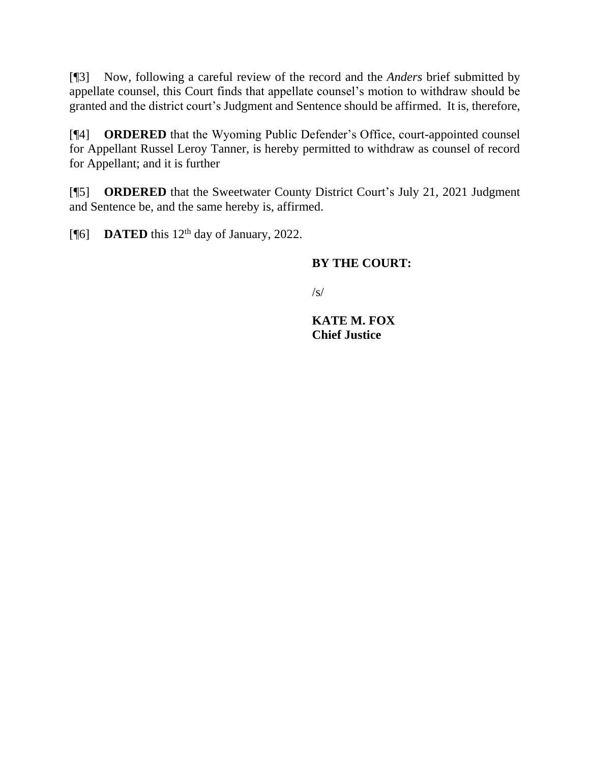[¶3] Now, following a careful review of the record and the *Anders* brief submitted by appellate counsel, this Court finds that appellate counsel's motion to withdraw should be granted and the district court's Judgment and Sentence should be affirmed. It is, therefore,

[¶4] **ORDERED** that the Wyoming Public Defender's Office, court-appointed counsel for Appellant Russel Leroy Tanner, is hereby permitted to withdraw as counsel of record for Appellant; and it is further

[¶5] **ORDERED** that the Sweetwater County District Court's July 21, 2021 Judgment and Sentence be, and the same hereby is, affirmed.

[¶6] **DATED** this 12th day of January, 2022.

**BY THE COURT:**

/s/

**KATE M. FOX**
**Chief Justice**